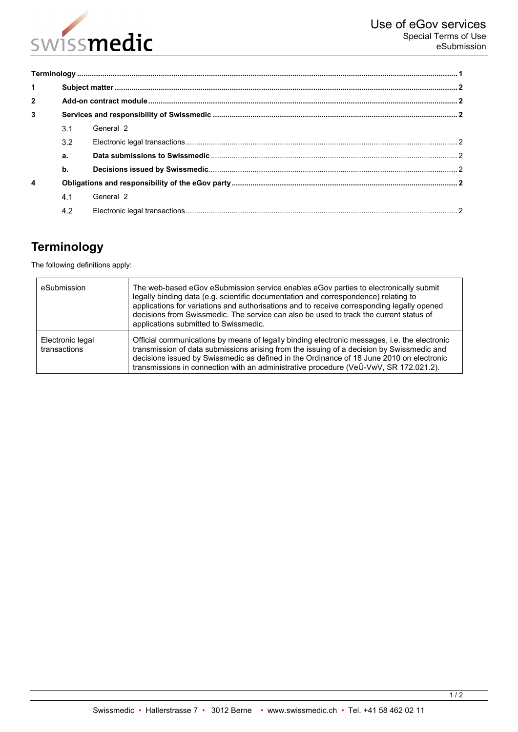# Use of eGov services
Special Terms of Use
eSubmission

**Terminology** .......... 1

**1 Subject matter** .......... 2

**2 Add-on contract module** .......... 2

**3 Services and responsibility of Swissmedic** .......... 2

- 3.1 General 2
- 3.2 Electronic legal transactions .......... 2
- **a. Data submissions to Swissmedic** .......... 2
- **b. Decisions issued by Swissmedic** .......... 2

**4 Obligations and responsibility of the eGov party** .......... 2

- 4.1 General 2
- 4.2 Electronic legal transactions .......... 2

## Terminology

The following definitions apply:

| | |
|---|---|
| eSubmission | The web-based eGov eSubmission service enables eGov parties to electronically submit legally binding data (e.g. scientific documentation and correspondence) relating to applications for variations and authorisations and to receive corresponding legally opened decisions from Swissmedic. The service can also be used to track the current status of applications submitted to Swissmedic. |
| Electronic legal transactions | Official communications by means of legally binding electronic messages, i.e. the electronic transmission of data submissions arising from the issuing of a decision by Swissmedic and decisions issued by Swissmedic as defined in the Ordinance of 18 June 2010 on electronic transmissions in connection with an administrative procedure (VeÜ-VwV, SR 172.021.2). |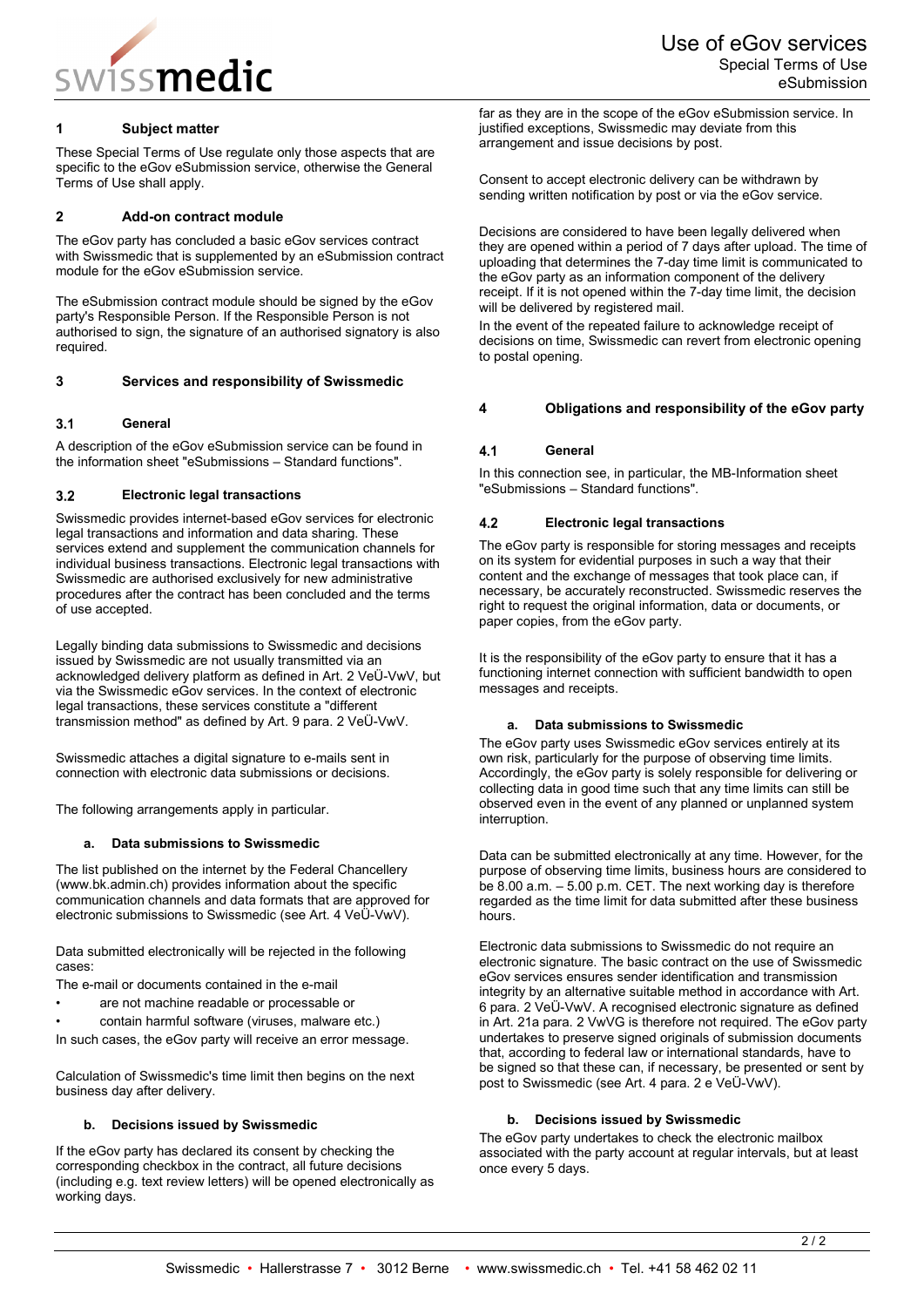## 1 Subject matter

These Special Terms of Use regulate only those aspects that are specific to the eGov eSubmission service, otherwise the General Terms of Use shall apply.

## 2 Add-on contract module

The eGov party has concluded a basic eGov services contract with Swissmedic that is supplemented by an eSubmission contract module for the eGov eSubmission service.

The eSubmission contract module should be signed by the eGov party's Responsible Person. If the Responsible Person is not authorised to sign, the signature of an authorised signatory is also required.

## 3 Services and responsibility of Swissmedic

### 3.1 General

A description of the eGov eSubmission service can be found in the information sheet "eSubmissions – Standard functions".

### 3.2 Electronic legal transactions

Swissmedic provides internet-based eGov services for electronic legal transactions and information and data sharing. These services extend and supplement the communication channels for individual business transactions. Electronic legal transactions with Swissmedic are authorised exclusively for new administrative procedures after the contract has been concluded and the terms of use accepted.

Legally binding data submissions to Swissmedic and decisions issued by Swissmedic are not usually transmitted via an acknowledged delivery platform as defined in Art. 2 VeÜ-VwV, but via the Swissmedic eGov services. In the context of electronic legal transactions, these services constitute a "different transmission method" as defined by Art. 9 para. 2 VeÜ-VwV.

Swissmedic attaches a digital signature to e-mails sent in connection with electronic data submissions or decisions.

The following arrangements apply in particular.

#### a. Data submissions to Swissmedic

The list published on the internet by the Federal Chancellery (www.bk.admin.ch) provides information about the specific communication channels and data formats that are approved for electronic submissions to Swissmedic (see Art. 4 VeÜ-VwV).

Data submitted electronically will be rejected in the following cases:

The e-mail or documents contained in the e-mail

- are not machine readable or processable or
- contain harmful software (viruses, malware etc.)

In such cases, the eGov party will receive an error message.

Calculation of Swissmedic's time limit then begins on the next business day after delivery.

#### b. Decisions issued by Swissmedic

If the eGov party has declared its consent by checking the corresponding checkbox in the contract, all future decisions (including e.g. text review letters) will be opened electronically as working days. far as they are in the scope of the eGov eSubmission service. In justified exceptions, Swissmedic may deviate from this arrangement and issue decisions by post.

Consent to accept electronic delivery can be withdrawn by sending written notification by post or via the eGov service.

Decisions are considered to have been legally delivered when they are opened within a period of 7 days after upload. The time of uploading that determines the 7-day time limit is communicated to the eGov party as an information component of the delivery receipt. If it is not opened within the 7-day time limit, the decision will be delivered by registered mail.

In the event of the repeated failure to acknowledge receipt of decisions on time, Swissmedic can revert from electronic opening to postal opening.

## 4 Obligations and responsibility of the eGov party

### 4.1 General

In this connection see, in particular, the MB-Information sheet "eSubmissions – Standard functions".

### 4.2 Electronic legal transactions

The eGov party is responsible for storing messages and receipts on its system for evidential purposes in such a way that their content and the exchange of messages that took place can, if necessary, be accurately reconstructed. Swissmedic reserves the right to request the original information, data or documents, or paper copies, from the eGov party.

It is the responsibility of the eGov party to ensure that it has a functioning internet connection with sufficient bandwidth to open messages and receipts.

#### a. Data submissions to Swissmedic

The eGov party uses Swissmedic eGov services entirely at its own risk, particularly for the purpose of observing time limits. Accordingly, the eGov party is solely responsible for delivering or collecting data in good time such that any time limits can still be observed even in the event of any planned or unplanned system interruption.

Data can be submitted electronically at any time. However, for the purpose of observing time limits, business hours are considered to be 8.00 a.m. – 5.00 p.m. CET. The next working day is therefore regarded as the time limit for data submitted after these business hours.

Electronic data submissions to Swissmedic do not require an electronic signature. The basic contract on the use of Swissmedic eGov services ensures sender identification and transmission integrity by an alternative suitable method in accordance with Art. 6 para. 2 VeÜ-VwV. A recognised electronic signature as defined in Art. 21a para. 2 VwVG is therefore not required. The eGov party undertakes to preserve signed originals of submission documents that, according to federal law or international standards, have to be signed so that these can, if necessary, be presented or sent by post to Swissmedic (see Art. 4 para. 2 e VeÜ-VwV).

#### b. Decisions issued by Swissmedic

The eGov party undertakes to check the electronic mailbox associated with the party account at regular intervals, but at least once every 5 days.